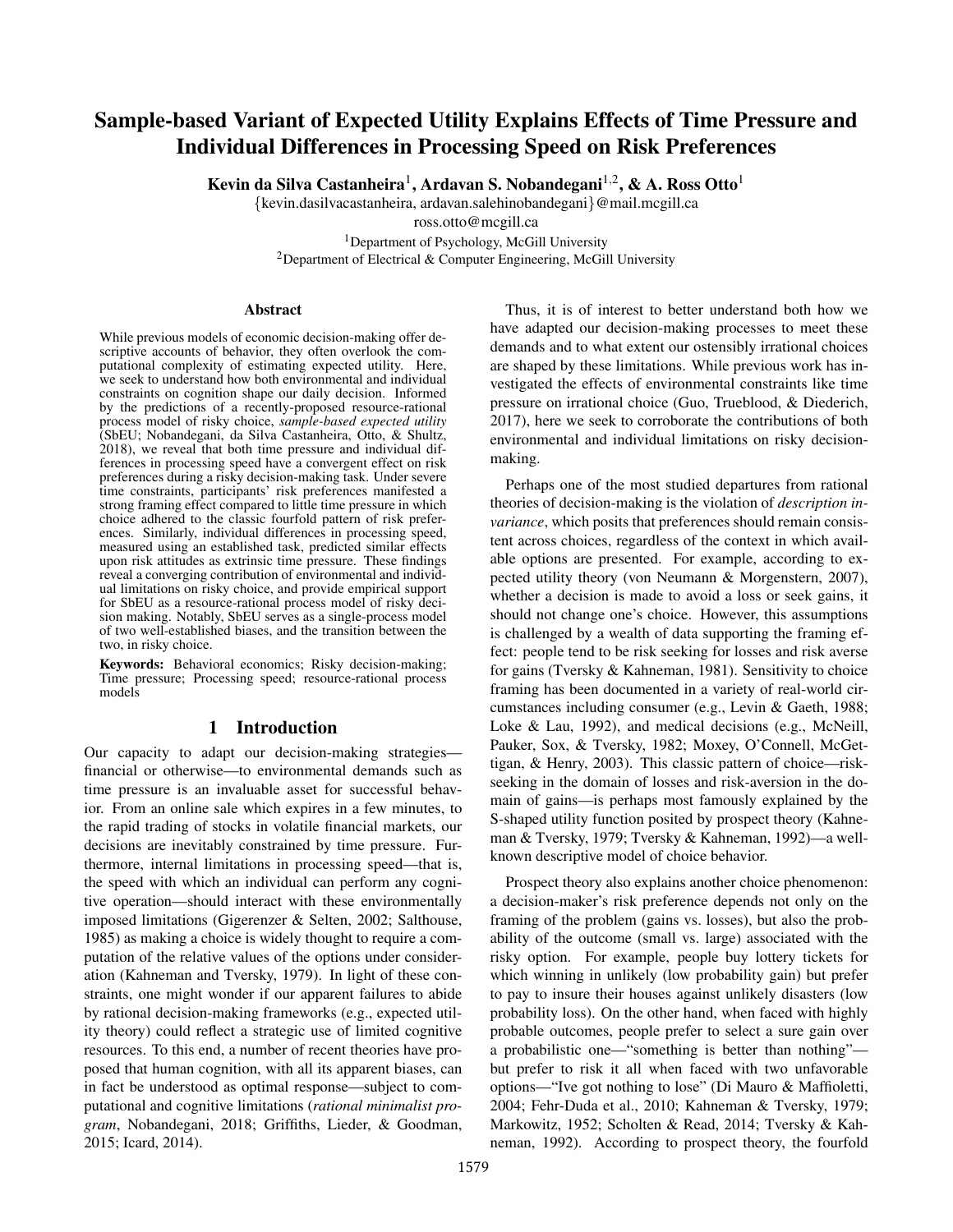# Sample-based Variant of Expected Utility Explains Effects of Time Pressure and Individual Differences in Processing Speed on Risk Preferences

**Kevin da Silva Castanheira**[1], **Ardavan S. Nobandegani**[1,2], **& A. Ross Otto**[1]

{kevin.dasilvacastanheira, ardavan.salehinobandegani}@mail.mcgill.ca

ross.otto@mcgill.ca

[1]Department of Psychology, McGill University

[2]Department of Electrical & Computer Engineering, McGill University

## Abstract

While previous models of economic decision-making offer descriptive accounts of behavior, they often overlook the computational complexity of estimating expected utility. Here, we seek to understand how both environmental and individual constraints on cognition shape our daily decision. Informed by the predictions of a recently-proposed resource-rational process model of risky choice, *sample-based expected utility* (SbEU; Nobandegani, da Silva Castanheira, Otto, & Shultz, 2018), we reveal that both time pressure and individual differences in processing speed have a convergent effect on risk preferences during a risky decision-making task. Under severe time constraints, participants' risk preferences manifested a strong framing effect compared to little time pressure in which choice adhered to the classic fourfold pattern of risk preferences. Similarly, individual differences in processing speed, measured using an established task, predicted similar effects upon risk attitudes as extrinsic time pressure. These findings reveal a converging contribution of environmental and individual limitations on risky choice, and provide empirical support for SbEU as a resource-rational process model of risky decision making. Notably, SbEU serves as a single-process model of two well-established biases, and the transition between the two, in risky choice.

**Keywords:** Behavioral economics; Risky decision-making; Time pressure; Processing speed; resource-rational process models

## 1 Introduction

Our capacity to adapt our decision-making strategies—financial or otherwise—to environmental demands such as time pressure is an invaluable asset for successful behavior. From an online sale which expires in a few minutes, to the rapid trading of stocks in volatile financial markets, our decisions are inevitably constrained by time pressure. Furthermore, internal limitations in processing speed—that is, the speed with which an individual can perform any cognitive operation—should interact with these environmentally imposed limitations (Gigerenzer & Selten, 2002; Salthouse, 1985) as making a choice is widely thought to require a computation of the relative values of the options under consideration (Kahneman and Tversky, 1979). In light of these constraints, one might wonder if our apparent failures to abide by rational decision-making frameworks (e.g., expected utility theory) could reflect a strategic use of limited cognitive resources. To this end, a number of recent theories have proposed that human cognition, with all its apparent biases, can in fact be understood as optimal response—subject to computational and cognitive limitations (*rational minimalist program*, Nobandegani, 2018; Griffiths, Lieder, & Goodman, 2015; Icard, 2014).

Thus, it is of interest to better understand both how we have adapted our decision-making processes to meet these demands and to what extent our ostensibly irrational choices are shaped by these limitations. While previous work has investigated the effects of environmental constraints like time pressure on irrational choice (Guo, Trueblood, & Diederich, 2017), here we seek to corroborate the contributions of both environmental and individual limitations on risky decision-making.

Perhaps one of the most studied departures from rational theories of decision-making is the violation of *description invariance*, which posits that preferences should remain consistent across choices, regardless of the context in which available options are presented. For example, according to expected utility theory (von Neumann & Morgenstern, 2007), whether a decision is made to avoid a loss or seek gains, it should not change one's choice. However, this assumptions is challenged by a wealth of data supporting the framing effect: people tend to be risk seeking for losses and risk averse for gains (Tversky & Kahneman, 1981). Sensitivity to choice framing has been documented in a variety of real-world circumstances including consumer (e.g., Levin & Gaeth, 1988; Loke & Lau, 1992), and medical decisions (e.g., McNeill, Pauker, Sox, & Tversky, 1982; Moxey, O'Connell, McGettigan, & Henry, 2003). This classic pattern of choice—risk-seeking in the domain of losses and risk-aversion in the domain of gains—is perhaps most famously explained by the S-shaped utility function posited by prospect theory (Kahneman & Tversky, 1979; Tversky & Kahneman, 1992)—a well-known descriptive model of choice behavior.

Prospect theory also explains another choice phenomenon: a decision-maker's risk preference depends not only on the framing of the problem (gains vs. losses), but also the probability of the outcome (small vs. large) associated with the risky option. For example, people buy lottery tickets for which winning in unlikely (low probability gain) but prefer to pay to insure their houses against unlikely disasters (low probability loss). On the other hand, when faced with highly probable outcomes, people prefer to select a sure gain over a probabilistic one—"something is better than nothing"—but prefer to risk it all when faced with two unfavorable options—"Ive got nothing to lose" (Di Mauro & Maffioletti, 2004; Fehr-Duda et al., 2010; Kahneman & Tversky, 1979; Markowitz, 1952; Scholten & Read, 2014; Tversky & Kahneman, 1992). According to prospect theory, the fourfold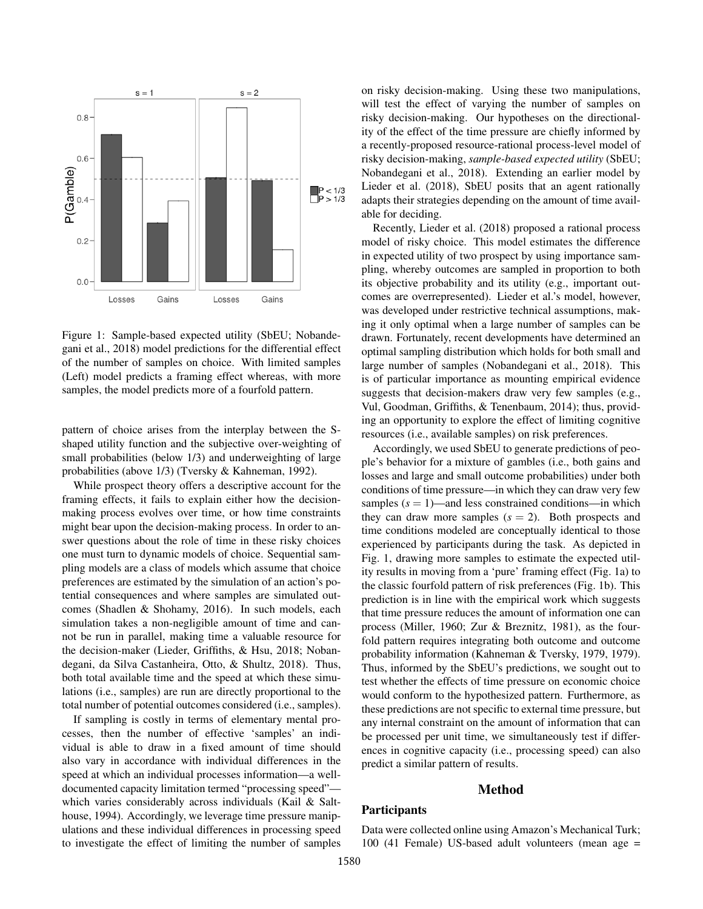Figure 1: Sample-based expected utility (SbEU; Nobandegani et al., 2018) model predictions for the differential effect of the number of samples on choice. With limited samples (Left) model predicts a framing effect whereas, with more samples, the model predicts more of a fourfold pattern.

pattern of choice arises from the interplay between the S-shaped utility function and the subjective over-weighting of small probabilities (below 1/3) and underweighting of large probabilities (above 1/3) (Tversky & Kahneman, 1992).

While prospect theory offers a descriptive account for the framing effects, it fails to explain either how the decision-making process evolves over time, or how time constraints might bear upon the decision-making process. In order to answer questions about the role of time in these risky choices one must turn to dynamic models of choice. Sequential sampling models are a class of models which assume that choice preferences are estimated by the simulation of an action's potential consequences and where samples are simulated outcomes (Shadlen & Shohamy, 2016). In such models, each simulation takes a non-negligible amount of time and cannot be run in parallel, making time a valuable resource for the decision-maker (Lieder, Griffiths, & Hsu, 2018; Nobandegani, da Silva Castanheira, Otto, & Shultz, 2018). Thus, both total available time and the speed at which these simulations (i.e., samples) are run are directly proportional to the total number of potential outcomes considered (i.e., samples).

If sampling is costly in terms of elementary mental processes, then the number of effective 'samples' an individual is able to draw in a fixed amount of time should also vary in accordance with individual differences in the speed at which an individual processes information—a well-documented capacity limitation termed "processing speed"—which varies considerably across individuals (Kail & Salthouse, 1994). Accordingly, we leverage time pressure manipulations and these individual differences in processing speed to investigate the effect of limiting the number of samples on risky decision-making. Using these two manipulations, will test the effect of varying the number of samples on risky decision-making. Our hypotheses on the directionality of the effect of the time pressure are chiefly informed by a recently-proposed resource-rational process-level model of risky decision-making, *sample-based expected utility* (SbEU; Nobandegani et al., 2018). Extending an earlier model by Lieder et al. (2018), SbEU posits that an agent rationally adapts their strategies depending on the amount of time available for deciding.

Recently, Lieder et al. (2018) proposed a rational process model of risky choice. This model estimates the difference in expected utility of two prospect by using importance sampling, whereby outcomes are sampled in proportion to both its objective probability and its utility (e.g., important outcomes are overrepresented). Lieder et al.'s model, however, was developed under restrictive technical assumptions, making it only optimal when a large number of samples can be drawn. Fortunately, recent developments have determined an optimal sampling distribution which holds for both small and large number of samples (Nobandegani et al., 2018). This is of particular importance as mounting empirical evidence suggests that decision-makers draw very few samples (e.g., Vul, Goodman, Griffiths, & Tenenbaum, 2014); thus, providing an opportunity to explore the effect of limiting cognitive resources (i.e., available samples) on risk preferences.

Accordingly, we used SbEU to generate predictions of people's behavior for a mixture of gambles (i.e., both gains and losses and large and small outcome probabilities) under both conditions of time pressure—in which they can draw very few samples ($s = 1$)—and less constrained conditions—in which they can draw more samples ($s = 2$). Both prospects and time conditions modeled are conceptually identical to those experienced by participants during the task. As depicted in Fig. 1, drawing more samples to estimate the expected utility results in moving from a 'pure' framing effect (Fig. 1a) to the classic fourfold pattern of risk preferences (Fig. 1b). This prediction is in line with the empirical work which suggests that time pressure reduces the amount of information one can process (Miller, 1960; Zur & Breznitz, 1981), as the fourfold pattern requires integrating both outcome and outcome probability information (Kahneman & Tversky, 1979, 1979). Thus, informed by the SbEU's predictions, we sought out to test whether the effects of time pressure on economic choice would conform to the hypothesized pattern. Furthermore, as these predictions are not specific to external time pressure, but any internal constraint on the amount of information that can be processed per unit time, we simultaneously test if differences in cognitive capacity (i.e., processing speed) can also predict a similar pattern of results.

## Method

### Participants

Data were collected online using Amazon's Mechanical Turk; 100 (41 Female) US-based adult volunteers (mean age =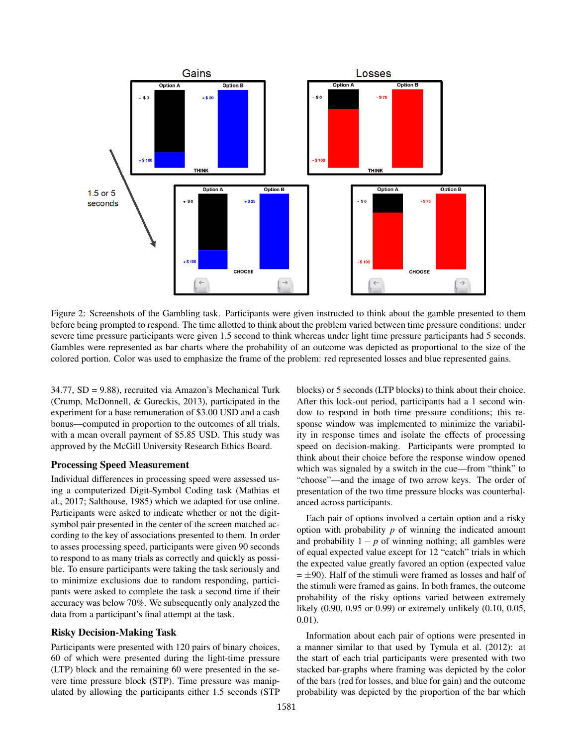Figure 2: Screenshots of the Gambling task. Participants were given instructed to think about the gamble presented to them before being prompted to respond. The time allotted to think about the problem varied between time pressure conditions: under severe time pressure participants were given 1.5 second to think whereas under light time pressure participants had 5 seconds. Gambles were represented as bar charts where the probability of an outcome was depicted as proportional to the size of the colored portion. Color was used to emphasize the frame of the problem: red represented losses and blue represented gains.

34.77, SD = 9.88), recruited via Amazon's Mechanical Turk (Crump, McDonnell, & Gureckis, 2013), participated in the experiment for a base remuneration of \$3.00 USD and a cash bonus—computed in proportion to the outcomes of all trials, with a mean overall payment of \$5.85 USD. This study was approved by the McGill University Research Ethics Board.

### Processing Speed Measurement

Individual differences in processing speed were assessed using a computerized Digit-Symbol Coding task (Mathias et al., 2017; Salthouse, 1985) which we adapted for use online. Participants were asked to indicate whether or not the digit-symbol pair presented in the center of the screen matched according to the key of associations presented to them. In order to asses processing speed, participants were given 90 seconds to respond to as many trials as correctly and quickly as possible. To ensure participants were taking the task seriously and to minimize exclusions due to random responding, participants were asked to complete the task a second time if their accuracy was below 70%. We subsequently only analyzed the data from a participant's final attempt at the task.

### Risky Decision-Making Task

Participants were presented with 120 pairs of binary choices, 60 of which were presented during the light-time pressure (LTP) block and the remaining 60 were presented in the severe time pressure block (STP). Time pressure was manipulated by allowing the participants either 1.5 seconds (STP blocks) or 5 seconds (LTP blocks) to think about their choice. After this lock-out period, participants had a 1 second window to respond in both time pressure conditions; this response window was implemented to minimize the variability in response times and isolate the effects of processing speed on decision-making. Participants were prompted to think about their choice before the response window opened which was signaled by a switch in the cue—from "think" to "choose"—and the image of two arrow keys. The order of presentation of the two time pressure blocks was counterbalanced across participants.

Each pair of options involved a certain option and a risky option with probability $p$ of winning the indicated amount and probability $1-p$ of winning nothing; all gambles were of equal expected value except for 12 "catch" trials in which the expected value greatly favored an option (expected value $= \pm 90$). Half of the stimuli were framed as losses and half of the stimuli were framed as gains. In both frames, the outcome probability of the risky options varied between extremely likely (0.90, 0.95 or 0.99) or extremely unlikely (0.10, 0.05, 0.01).

Information about each pair of options were presented in a manner similar to that used by Tymula et al. (2012): at the start of each trial participants were presented with two stacked bar-graphs where framing was depicted by the color of the bars (red for losses, and blue for gain) and the outcome probability was depicted by the proportion of the bar which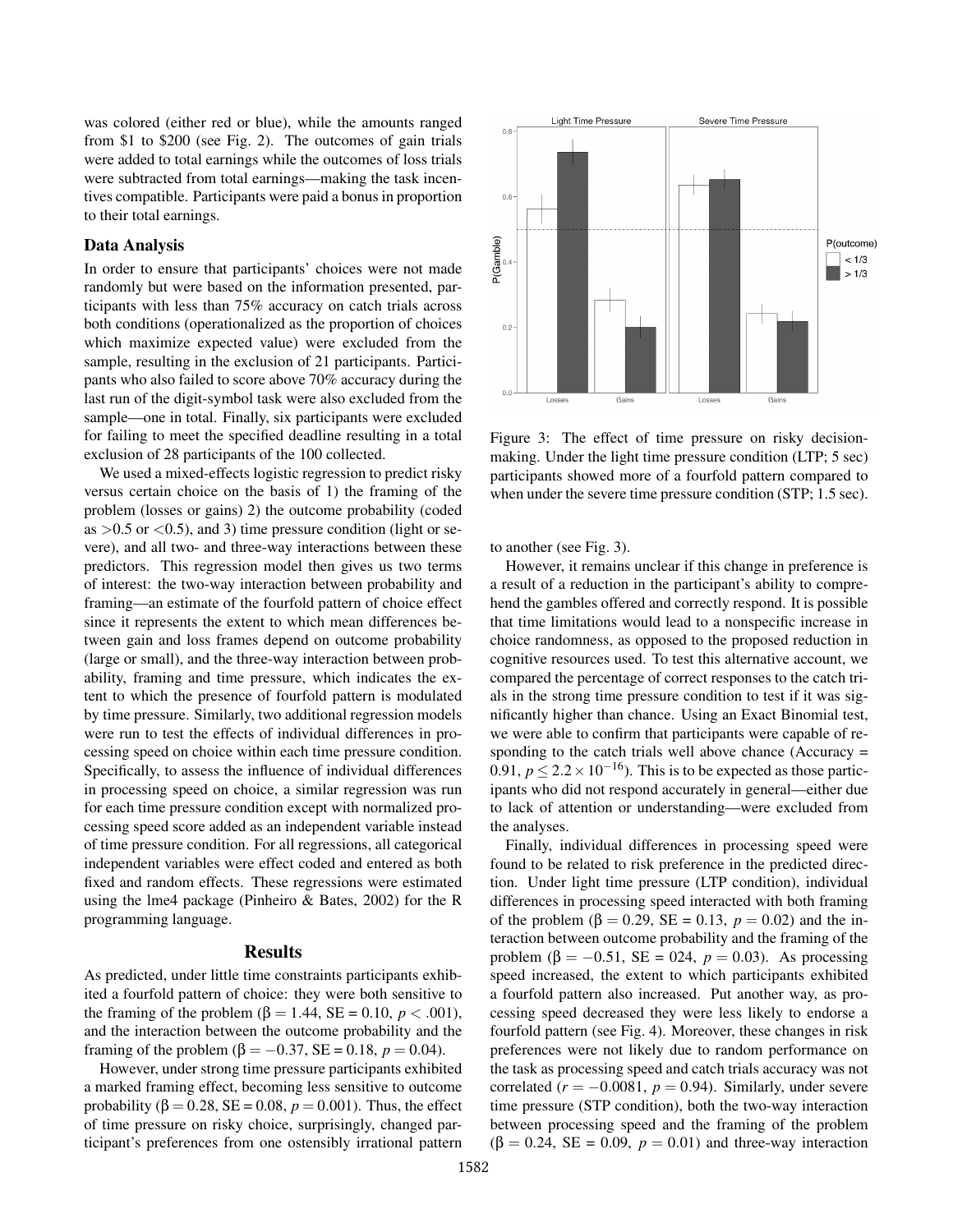was colored (either red or blue), while the amounts ranged from \$1 to \$200 (see Fig. 2). The outcomes of gain trials were added to total earnings while the outcomes of loss trials were subtracted from total earnings—making the task incentives compatible. Participants were paid a bonus in proportion to their total earnings.

### Data Analysis

In order to ensure that participants' choices were not made randomly but were based on the information presented, participants with less than 75% accuracy on catch trials across both conditions (operationalized as the proportion of choices which maximize expected value) were excluded from the sample, resulting in the exclusion of 21 participants. Participants who also failed to score above 70% accuracy during the last run of the digit-symbol task were also excluded from the sample—one in total. Finally, six participants were excluded for failing to meet the specified deadline resulting in a total exclusion of 28 participants of the 100 collected.

We used a mixed-effects logistic regression to predict risky versus certain choice on the basis of 1) the framing of the problem (losses or gains) 2) the outcome probability (coded as $>0.5$ or $<0.5$), and 3) time pressure condition (light or severe), and all two- and three-way interactions between these predictors. This regression model then gives us two terms of interest: the two-way interaction between probability and framing—an estimate of the fourfold pattern of choice effect since it represents the extent to which mean differences between gain and loss frames depend on outcome probability (large or small), and the three-way interaction between probability, framing and time pressure, which indicates the extent to which the presence of fourfold pattern is modulated by time pressure. Similarly, two additional regression models were run to test the effects of individual differences in processing speed on choice within each time pressure condition. Specifically, to assess the influence of individual differences in processing speed on choice, a similar regression was run for each time pressure condition except with normalized processing speed score added as an independent variable instead of time pressure condition. For all regressions, all categorical independent variables were effect coded and entered as both fixed and random effects. These regressions were estimated using the lme4 package (Pinheiro & Bates, 2002) for the R programming language.

## Results

As predicted, under little time constraints participants exhibited a fourfold pattern of choice: they were both sensitive to the framing of the problem ($\beta = 1.44$, SE = 0.10, $p < .001$), and the interaction between the outcome probability and the framing of the problem ($\beta = -0.37$, SE = 0.18, $p = 0.04$).

However, under strong time pressure participants exhibited a marked framing effect, becoming less sensitive to outcome probability ($\beta = 0.28$, SE = 0.08, $p = 0.001$). Thus, the effect of time pressure on risky choice, surprisingly, changed participant's preferences from one ostensibly irrational pattern to another (see Fig. 3).

Figure 3: The effect of time pressure on risky decision-making. Under the light time pressure condition (LTP; 5 sec) participants showed more of a fourfold pattern compared to when under the severe time pressure condition (STP; 1.5 sec).

However, it remains unclear if this change in preference is a result of a reduction in the participant's ability to comprehend the gambles offered and correctly respond. It is possible that time limitations would lead to a nonspecific increase in choice randomness, as opposed to the proposed reduction in cognitive resources used. To test this alternative account, we compared the percentage of correct responses to the catch trials in the strong time pressure condition to test if it was significantly higher than chance. Using an Exact Binomial test, we were able to confirm that participants were capable of responding to the catch trials well above chance (Accuracy = 0.91, $p \leq 2.2 \times 10^{-16}$). This is to be expected as those participants who did not respond accurately in general—either due to lack of attention or understanding—were excluded from the analyses.

Finally, individual differences in processing speed were found to be related to risk preference in the predicted direction. Under light time pressure (LTP condition), individual differences in processing speed interacted with both framing of the problem ($\beta = 0.29$, SE = 0.13, $p = 0.02$) and the interaction between outcome probability and the framing of the problem ($\beta = -0.51$, SE = 024, $p = 0.03$). As processing speed increased, the extent to which participants exhibited a fourfold pattern also increased. Put another way, as processing speed decreased they were less likely to endorse a fourfold pattern (see Fig. 4). Moreover, these changes in risk preferences were not likely due to random performance on the task as processing speed and catch trials accuracy was not correlated ($r = -0.0081$, $p = 0.94$). Similarly, under severe time pressure (STP condition), both the two-way interaction between processing speed and the framing of the problem ($\beta = 0.24$, SE = 0.09, $p = 0.01$) and three-way interaction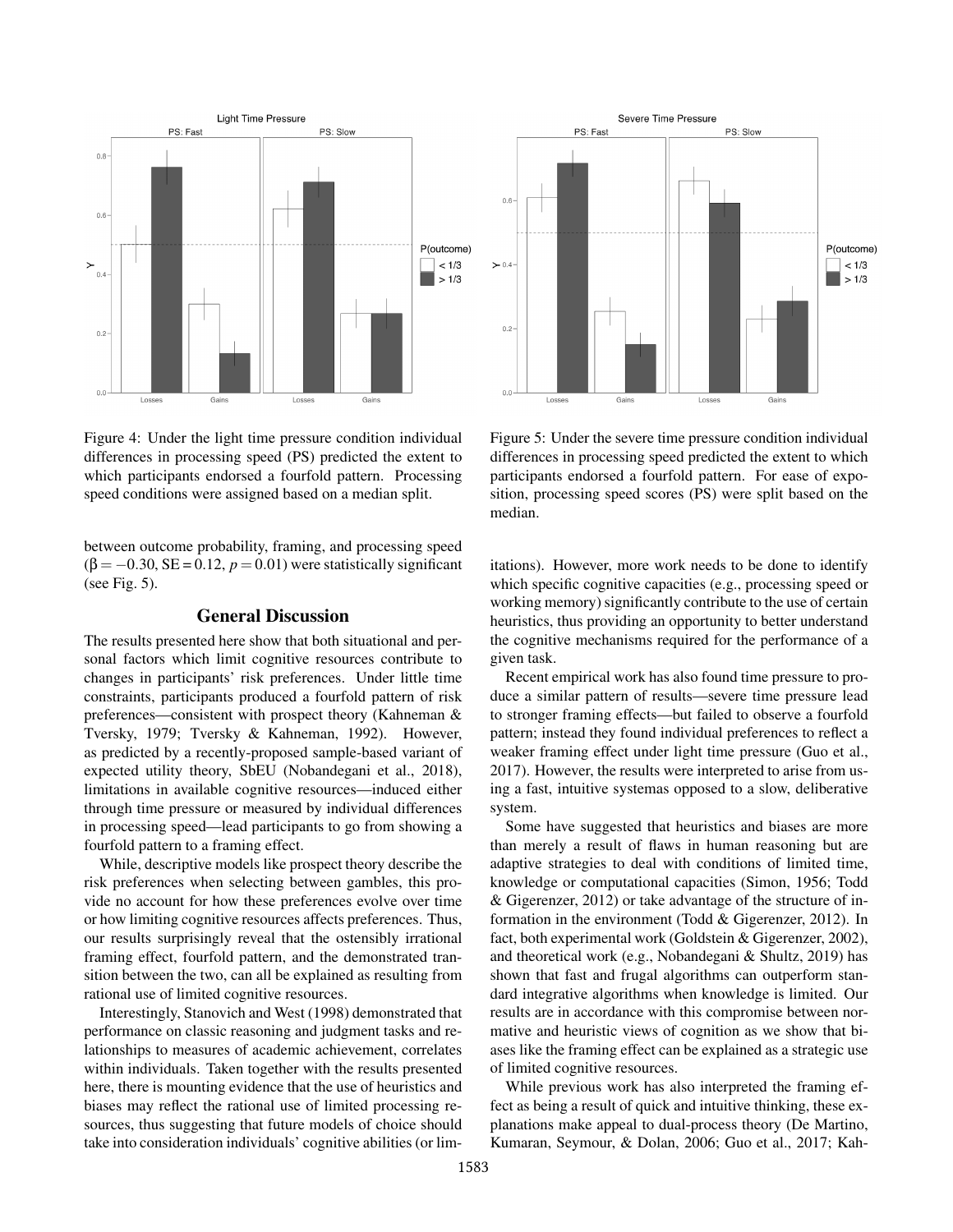Figure 4: Under the light time pressure condition individual differences in processing speed (PS) predicted the extent to which participants endorsed a fourfold pattern. Processing speed conditions were assigned based on a median split.

Figure 5: Under the severe time pressure condition individual differences in processing speed predicted the extent to which participants endorsed a fourfold pattern. For ease of exposition, processing speed scores (PS) were split based on the median.

between outcome probability, framing, and processing speed ($\beta = -0.30$, SE $= 0.12$, $p = 0.01$) were statistically significant (see Fig. 5).

## General Discussion

The results presented here show that both situational and personal factors which limit cognitive resources contribute to changes in participants' risk preferences. Under little time constraints, participants produced a fourfold pattern of risk preferences—consistent with prospect theory (Kahneman & Tversky, 1979; Tversky & Kahneman, 1992). However, as predicted by a recently-proposed sample-based variant of expected utility theory, SbEU (Nobandegani et al., 2018), limitations in available cognitive resources—induced either through time pressure or measured by individual differences in processing speed—lead participants to go from showing a fourfold pattern to a framing effect.

While, descriptive models like prospect theory describe the risk preferences when selecting between gambles, this provide no account for how these preferences evolve over time or how limiting cognitive resources affects preferences. Thus, our results surprisingly reveal that the ostensibly irrational framing effect, fourfold pattern, and the demonstrated transition between the two, can all be explained as resulting from rational use of limited cognitive resources.

Interestingly, Stanovich and West (1998) demonstrated that performance on classic reasoning and judgment tasks and relationships to measures of academic achievement, correlates within individuals. Taken together with the results presented here, there is mounting evidence that the use of heuristics and biases may reflect the rational use of limited processing resources, thus suggesting that future models of choice should take into consideration individuals' cognitive abilities (or limitations). However, more work needs to be done to identify which specific cognitive capacities (e.g., processing speed or working memory) significantly contribute to the use of certain heuristics, thus providing an opportunity to better understand the cognitive mechanisms required for the performance of a given task.

Recent empirical work has also found time pressure to produce a similar pattern of results—severe time pressure lead to stronger framing effects—but failed to observe a fourfold pattern; instead they found individual preferences to reflect a weaker framing effect under light time pressure (Guo et al., 2017). However, the results were interpreted to arise from using a fast, intuitive systemas opposed to a slow, deliberative system.

Some have suggested that heuristics and biases are more than merely a result of flaws in human reasoning but are adaptive strategies to deal with conditions of limited time, knowledge or computational capacities (Simon, 1956; Todd & Gigerenzer, 2012) or take advantage of the structure of information in the environment (Todd & Gigerenzer, 2012). In fact, both experimental work (Goldstein & Gigerenzer, 2002), and theoretical work (e.g., Nobandegani & Shultz, 2019) has shown that fast and frugal algorithms can outperform standard integrative algorithms when knowledge is limited. Our results are in accordance with this compromise between normative and heuristic views of cognition as we show that biases like the framing effect can be explained as a strategic use of limited cognitive resources.

While previous work has also interpreted the framing effect as being a result of quick and intuitive thinking, these explanations make appeal to dual-process theory (De Martino, Kumaran, Seymour, & Dolan, 2006; Guo et al., 2017; Kah-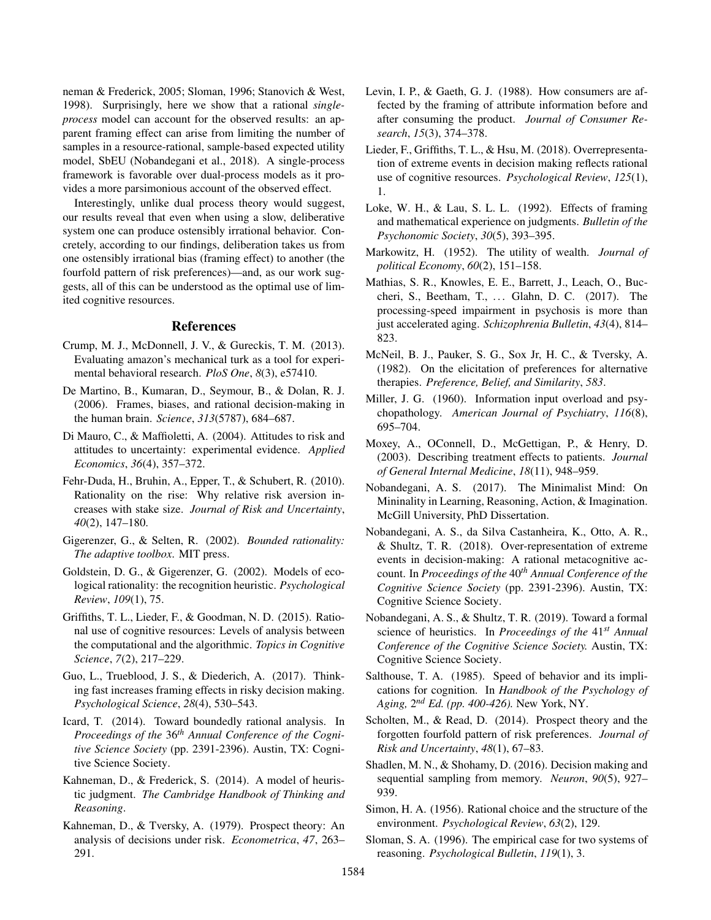neman & Frederick, 2005; Sloman, 1996; Stanovich & West, 1998). Surprisingly, here we show that a rational *single-process* model can account for the observed results: an apparent framing effect can arise from limiting the number of samples in a resource-rational, sample-based expected utility model, SbEU (Nobandegani et al., 2018). A single-process framework is favorable over dual-process models as it provides a more parsimonious account of the observed effect.

Interestingly, unlike dual process theory would suggest, our results reveal that even when using a slow, deliberative system one can produce ostensibly irrational behavior. Concretely, according to our findings, deliberation takes us from one ostensibly irrational bias (framing effect) to another (the fourfold pattern of risk preferences)—and, as our work suggests, all of this can be understood as the optimal use of limited cognitive resources.

## References

Crump, M. J., McDonnell, J. V., & Gureckis, T. M. (2013). Evaluating amazon's mechanical turk as a tool for experimental behavioral research. *PloS One*, *8*(3), e57410.

De Martino, B., Kumaran, D., Seymour, B., & Dolan, R. J. (2006). Frames, biases, and rational decision-making in the human brain. *Science*, *313*(5787), 684–687.

Di Mauro, C., & Maffioletti, A. (2004). Attitudes to risk and attitudes to uncertainty: experimental evidence. *Applied Economics*, *36*(4), 357–372.

Fehr-Duda, H., Bruhin, A., Epper, T., & Schubert, R. (2010). Rationality on the rise: Why relative risk aversion increases with stake size. *Journal of Risk and Uncertainty*, *40*(2), 147–180.

Gigerenzer, G., & Selten, R. (2002). *Bounded rationality: The adaptive toolbox*. MIT press.

Goldstein, D. G., & Gigerenzer, G. (2002). Models of ecological rationality: the recognition heuristic. *Psychological Review*, *109*(1), 75.

Griffiths, T. L., Lieder, F., & Goodman, N. D. (2015). Rational use of cognitive resources: Levels of analysis between the computational and the algorithmic. *Topics in Cognitive Science*, *7*(2), 217–229.

Guo, L., Trueblood, J. S., & Diederich, A. (2017). Thinking fast increases framing effects in risky decision making. *Psychological Science*, *28*(4), 530–543.

Icard, T. (2014). Toward boundedly rational analysis. In *Proceedings of the* 36*th Annual Conference of the Cognitive Science Society* (pp. 2391-2396). Austin, TX: Cognitive Science Society.

Kahneman, D., & Frederick, S. (2014). A model of heuristic judgment. *The Cambridge Handbook of Thinking and Reasoning*.

Kahneman, D., & Tversky, A. (1979). Prospect theory: An analysis of decisions under risk. *Econometrica*, *47*, 263–291.

Levin, I. P., & Gaeth, G. J. (1988). How consumers are affected by the framing of attribute information before and after consuming the product. *Journal of Consumer Research*, *15*(3), 374–378.

Lieder, F., Griffiths, T. L., & Hsu, M. (2018). Overrepresentation of extreme events in decision making reflects rational use of cognitive resources. *Psychological Review*, *125*(1), 1.

Loke, W. H., & Lau, S. L. L. (1992). Effects of framing and mathematical experience on judgments. *Bulletin of the Psychonomic Society*, *30*(5), 393–395.

Markowitz, H. (1952). The utility of wealth. *Journal of political Economy*, *60*(2), 151–158.

Mathias, S. R., Knowles, E. E., Barrett, J., Leach, O., Buccheri, S., Beetham, T., … Glahn, D. C. (2017). The processing-speed impairment in psychosis is more than just accelerated aging. *Schizophrenia Bulletin*, *43*(4), 814–823.

McNeil, B. J., Pauker, S. G., Sox Jr, H. C., & Tversky, A. (1982). On the elicitation of preferences for alternative therapies. *Preference, Belief, and Similarity*, *583*.

Miller, J. G. (1960). Information input overload and psychopathology. *American Journal of Psychiatry*, *116*(8), 695–704.

Moxey, A., OConnell, D., McGettigan, P., & Henry, D. (2003). Describing treatment effects to patients. *Journal of General Internal Medicine*, *18*(11), 948–959.

Nobandegani, A. S. (2017). The Minimalist Mind: On Mininality in Learning, Reasoning, Action, & Imagination. McGill University, PhD Dissertation.

Nobandegani, A. S., da Silva Castanheira, K., Otto, A. R., & Shultz, T. R. (2018). Over-representation of extreme events in decision-making: A rational metacognitive account. In *Proceedings of the* 40*th Annual Conference of the Cognitive Science Society* (pp. 2391-2396). Austin, TX: Cognitive Science Society.

Nobandegani, A. S., & Shultz, T. R. (2019). Toward a formal science of heuristics. In *Proceedings of the* 41*st Annual Conference of the Cognitive Science Society.* Austin, TX: Cognitive Science Society.

Salthouse, T. A. (1985). Speed of behavior and its implications for cognition. In *Handbook of the Psychology of Aging,* 2*nd Ed. (pp. 400-426).* New York, NY.

Scholten, M., & Read, D. (2014). Prospect theory and the forgotten fourfold pattern of risk preferences. *Journal of Risk and Uncertainty*, *48*(1), 67–83.

Shadlen, M. N., & Shohamy, D. (2016). Decision making and sequential sampling from memory. *Neuron*, *90*(5), 927–939.

Simon, H. A. (1956). Rational choice and the structure of the environment. *Psychological Review*, *63*(2), 129.

Sloman, S. A. (1996). The empirical case for two systems of reasoning. *Psychological Bulletin*, *119*(1), 3.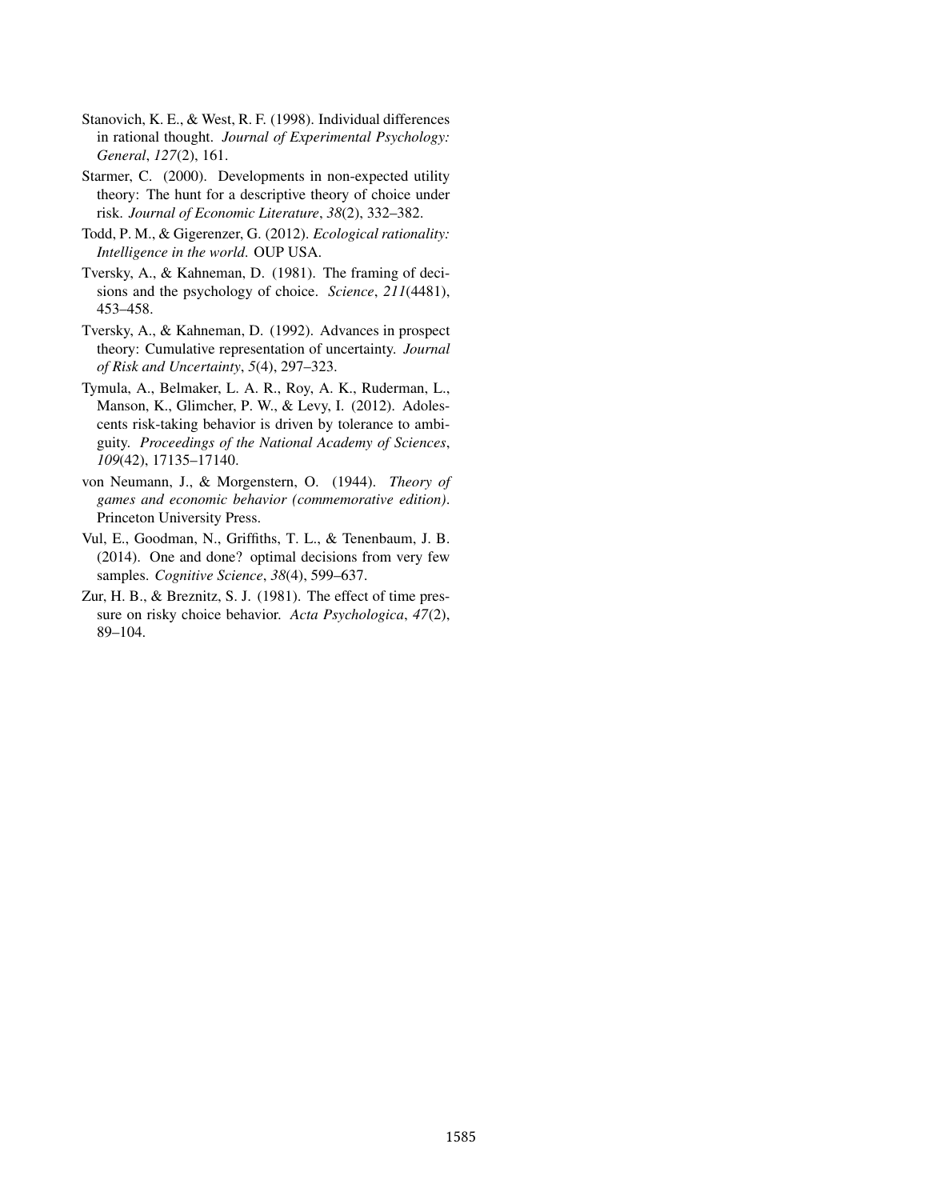Stanovich, K. E., & West, R. F. (1998). Individual differences in rational thought. *Journal of Experimental Psychology: General*, *127*(2), 161.

Starmer, C. (2000). Developments in non-expected utility theory: The hunt for a descriptive theory of choice under risk. *Journal of Economic Literature*, *38*(2), 332–382.

Todd, P. M., & Gigerenzer, G. (2012). *Ecological rationality: Intelligence in the world.* OUP USA.

Tversky, A., & Kahneman, D. (1981). The framing of decisions and the psychology of choice. *Science*, *211*(4481), 453–458.

Tversky, A., & Kahneman, D. (1992). Advances in prospect theory: Cumulative representation of uncertainty. *Journal of Risk and Uncertainty*, *5*(4), 297–323.

Tymula, A., Belmaker, L. A. R., Roy, A. K., Ruderman, L., Manson, K., Glimcher, P. W., & Levy, I. (2012). Adolescents risk-taking behavior is driven by tolerance to ambiguity. *Proceedings of the National Academy of Sciences*, *109*(42), 17135–17140.

von Neumann, J., & Morgenstern, O. (1944). *Theory of games and economic behavior (commemorative edition)*. Princeton University Press.

Vul, E., Goodman, N., Griffiths, T. L., & Tenenbaum, J. B. (2014). One and done? optimal decisions from very few samples. *Cognitive Science*, *38*(4), 599–637.

Zur, H. B., & Breznitz, S. J. (1981). The effect of time pressure on risky choice behavior. *Acta Psychologica*, *47*(2), 89–104.